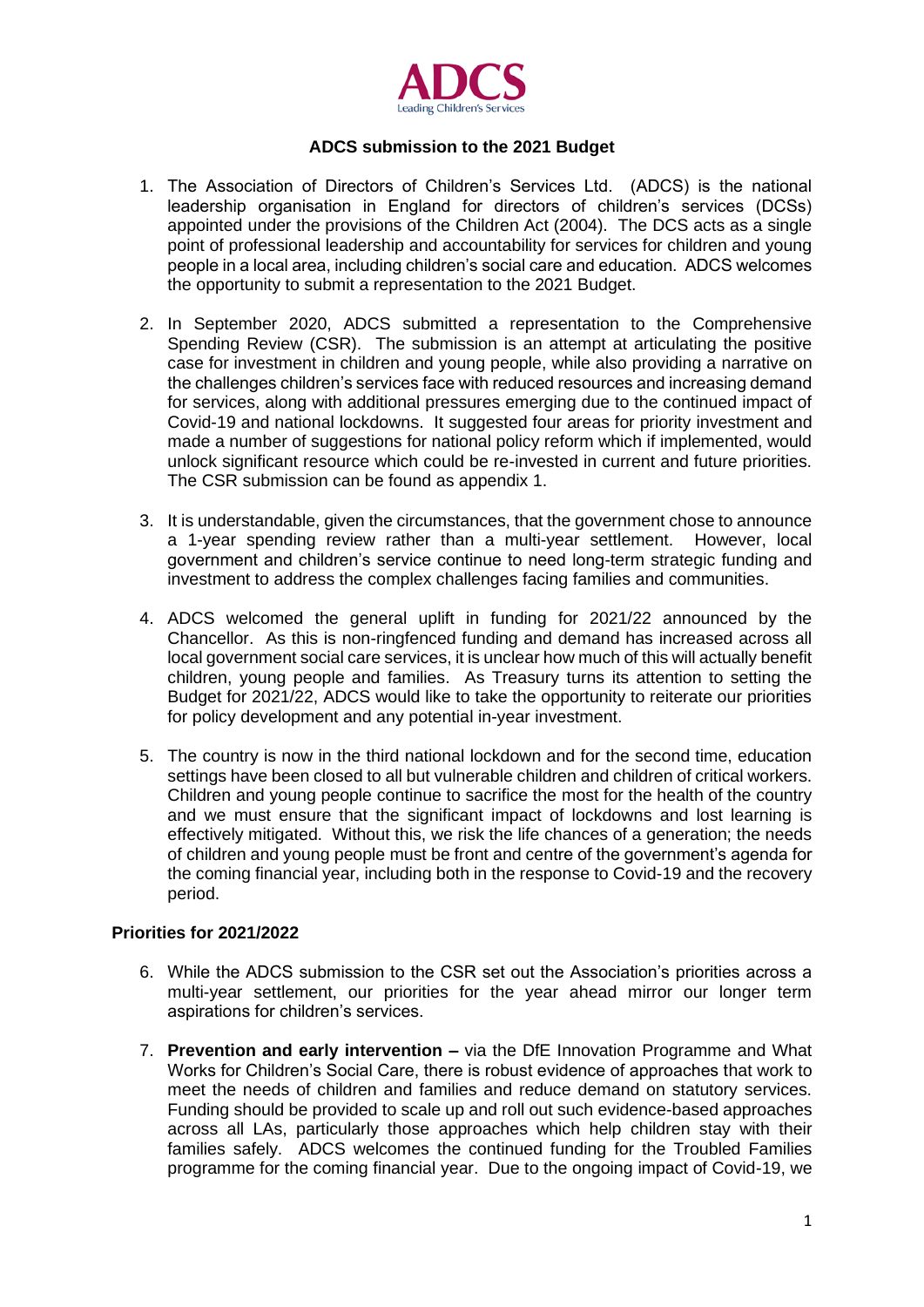# ADCS submission to the 2021 Budget

1. The Association of Directors of Children's Services Ltd. (ADCS) is the national leadership organisation in England for directors of children's services (DCSs) appointed under the provisions of the Children Act (2004). The DCS acts as a single point of professional leadership and accountability for services for children and young people in a local area, including children's social care and education. ADCS welcomes the opportunity to submit a representation to the 2021 Budget.

2. In September 2020, ADCS submitted a representation to the Comprehensive Spending Review (CSR). The submission is an attempt at articulating the positive case for investment in children and young people, while also providing a narrative on the challenges children's services face with reduced resources and increasing demand for services, along with additional pressures emerging due to the continued impact of Covid-19 and national lockdowns. It suggested four areas for priority investment and made a number of suggestions for national policy reform which if implemented, would unlock significant resource which could be re-invested in current and future priorities. The CSR submission can be found as appendix 1.

3. It is understandable, given the circumstances, that the government chose to announce a 1-year spending review rather than a multi-year settlement. However, local government and children's service continue to need long-term strategic funding and investment to address the complex challenges facing families and communities.

4. ADCS welcomed the general uplift in funding for 2021/22 announced by the Chancellor. As this is non-ringfenced funding and demand has increased across all local government social care services, it is unclear how much of this will actually benefit children, young people and families. As Treasury turns its attention to setting the Budget for 2021/22, ADCS would like to take the opportunity to reiterate our priorities for policy development and any potential in-year investment.

5. The country is now in the third national lockdown and for the second time, education settings have been closed to all but vulnerable children and children of critical workers. Children and young people continue to sacrifice the most for the health of the country and we must ensure that the significant impact of lockdowns and lost learning is effectively mitigated. Without this, we risk the life chances of a generation; the needs of children and young people must be front and centre of the government's agenda for the coming financial year, including both in the response to Covid-19 and the recovery period.

## Priorities for 2021/2022

6. While the ADCS submission to the CSR set out the Association's priorities across a multi-year settlement, our priorities for the year ahead mirror our longer term aspirations for children's services.

7. **Prevention and early intervention –** via the DfE Innovation Programme and What Works for Children's Social Care, there is robust evidence of approaches that work to meet the needs of children and families and reduce demand on statutory services. Funding should be provided to scale up and roll out such evidence-based approaches across all LAs, particularly those approaches which help children stay with their families safely. ADCS welcomes the continued funding for the Troubled Families programme for the coming financial year. Due to the ongoing impact of Covid-19, we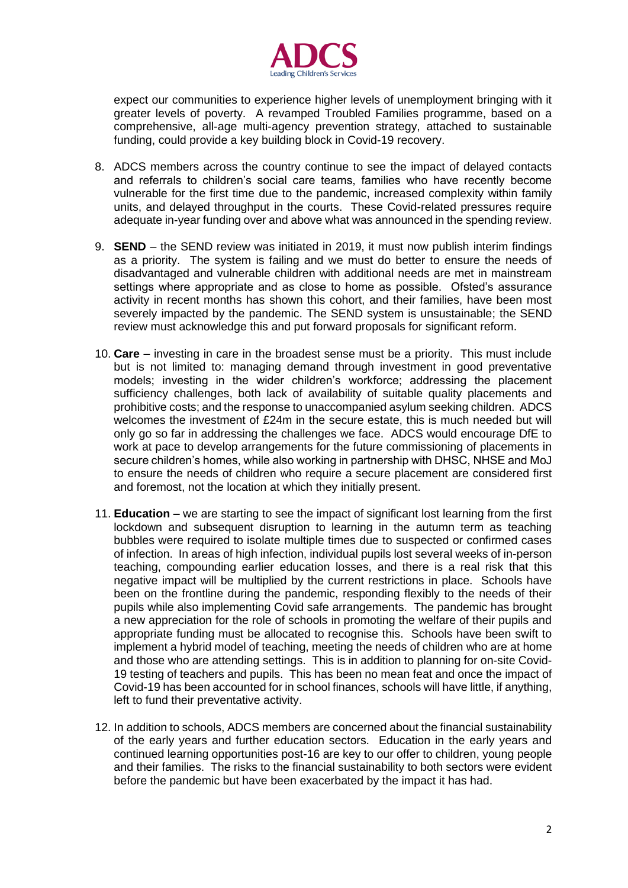expect our communities to experience higher levels of unemployment bringing with it greater levels of poverty. A revamped Troubled Families programme, based on a comprehensive, all-age multi-agency prevention strategy, attached to sustainable funding, could provide a key building block in Covid-19 recovery.

8. ADCS members across the country continue to see the impact of delayed contacts and referrals to children's social care teams, families who have recently become vulnerable for the first time due to the pandemic, increased complexity within family units, and delayed throughput in the courts. These Covid-related pressures require adequate in-year funding over and above what was announced in the spending review.

9. **SEND** – the SEND review was initiated in 2019, it must now publish interim findings as a priority. The system is failing and we must do better to ensure the needs of disadvantaged and vulnerable children with additional needs are met in mainstream settings where appropriate and as close to home as possible. Ofsted's assurance activity in recent months has shown this cohort, and their families, have been most severely impacted by the pandemic. The SEND system is unsustainable; the SEND review must acknowledge this and put forward proposals for significant reform.

10. **Care –** investing in care in the broadest sense must be a priority. This must include but is not limited to: managing demand through investment in good preventative models; investing in the wider children's workforce; addressing the placement sufficiency challenges, both lack of availability of suitable quality placements and prohibitive costs; and the response to unaccompanied asylum seeking children. ADCS welcomes the investment of £24m in the secure estate, this is much needed but will only go so far in addressing the challenges we face. ADCS would encourage DfE to work at pace to develop arrangements for the future commissioning of placements in secure children's homes, while also working in partnership with DHSC, NHSE and MoJ to ensure the needs of children who require a secure placement are considered first and foremost, not the location at which they initially present.

11. **Education –** we are starting to see the impact of significant lost learning from the first lockdown and subsequent disruption to learning in the autumn term as teaching bubbles were required to isolate multiple times due to suspected or confirmed cases of infection. In areas of high infection, individual pupils lost several weeks of in-person teaching, compounding earlier education losses, and there is a real risk that this negative impact will be multiplied by the current restrictions in place. Schools have been on the frontline during the pandemic, responding flexibly to the needs of their pupils while also implementing Covid safe arrangements. The pandemic has brought a new appreciation for the role of schools in promoting the welfare of their pupils and appropriate funding must be allocated to recognise this. Schools have been swift to implement a hybrid model of teaching, meeting the needs of children who are at home and those who are attending settings. This is in addition to planning for on-site Covid-19 testing of teachers and pupils. This has been no mean feat and once the impact of Covid-19 has been accounted for in school finances, schools will have little, if anything, left to fund their preventative activity.

12. In addition to schools, ADCS members are concerned about the financial sustainability of the early years and further education sectors. Education in the early years and continued learning opportunities post-16 are key to our offer to children, young people and their families. The risks to the financial sustainability to both sectors were evident before the pandemic but have been exacerbated by the impact it has had.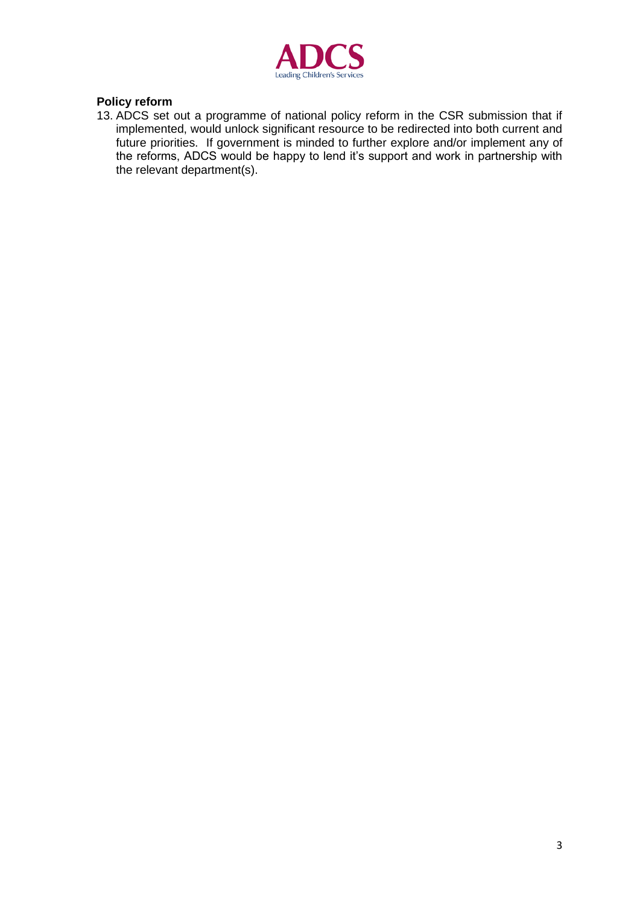**Policy reform**

13. ADCS set out a programme of national policy reform in the CSR submission that if implemented, would unlock significant resource to be redirected into both current and future priorities. If government is minded to further explore and/or implement any of the reforms, ADCS would be happy to lend it's support and work in partnership with the relevant department(s).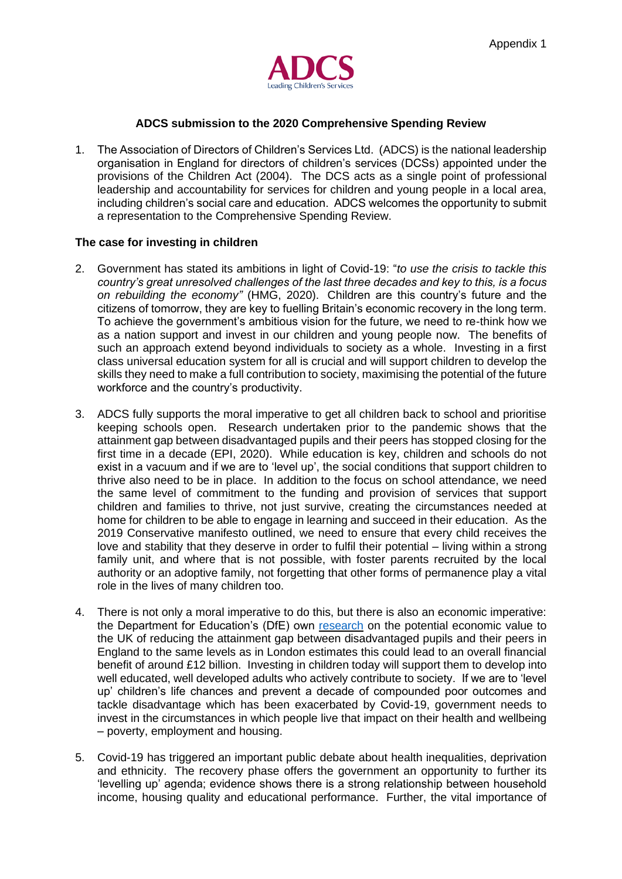Appendix 1

ADCS
Leading Children's Services

**ADCS submission to the 2020 Comprehensive Spending Review**

1. The Association of Directors of Children's Services Ltd. (ADCS) is the national leadership organisation in England for directors of children's services (DCSs) appointed under the provisions of the Children Act (2004). The DCS acts as a single point of professional leadership and accountability for services for children and young people in a local area, including children's social care and education. ADCS welcomes the opportunity to submit a representation to the Comprehensive Spending Review.

**The case for investing in children**

2. Government has stated its ambitions in light of Covid-19: "*to use the crisis to tackle this country's great unresolved challenges of the last three decades and key to this, is a focus on rebuilding the economy"* (HMG, 2020). Children are this country's future and the citizens of tomorrow, they are key to fuelling Britain's economic recovery in the long term. To achieve the government's ambitious vision for the future, we need to re-think how we as a nation support and invest in our children and young people now. The benefits of such an approach extend beyond individuals to society as a whole. Investing in a first class universal education system for all is crucial and will support children to develop the skills they need to make a full contribution to society, maximising the potential of the future workforce and the country's productivity.

3. ADCS fully supports the moral imperative to get all children back to school and prioritise keeping schools open. Research undertaken prior to the pandemic shows that the attainment gap between disadvantaged pupils and their peers has stopped closing for the first time in a decade (EPI, 2020). While education is key, children and schools do not exist in a vacuum and if we are to 'level up', the social conditions that support children to thrive also need to be in place. In addition to the focus on school attendance, we need the same level of commitment to the funding and provision of services that support children and families to thrive, not just survive, creating the circumstances needed at home for children to be able to engage in learning and succeed in their education. As the 2019 Conservative manifesto outlined, we need to ensure that every child receives the love and stability that they deserve in order to fulfil their potential – living within a strong family unit, and where that is not possible, with foster parents recruited by the local authority or an adoptive family, not forgetting that other forms of permanence play a vital role in the lives of many children too.

4. There is not only a moral imperative to do this, but there is also an economic imperative: the Department for Education's (DfE) own research on the potential economic value to the UK of reducing the attainment gap between disadvantaged pupils and their peers in England to the same levels as in London estimates this could lead to an overall financial benefit of around £12 billion. Investing in children today will support them to develop into well educated, well developed adults who actively contribute to society. If we are to 'level up' children's life chances and prevent a decade of compounded poor outcomes and tackle disadvantage which has been exacerbated by Covid-19, government needs to invest in the circumstances in which people live that impact on their health and wellbeing – poverty, employment and housing.

5. Covid-19 has triggered an important public debate about health inequalities, deprivation and ethnicity. The recovery phase offers the government an opportunity to further its 'levelling up' agenda; evidence shows there is a strong relationship between household income, housing quality and educational performance. Further, the vital importance of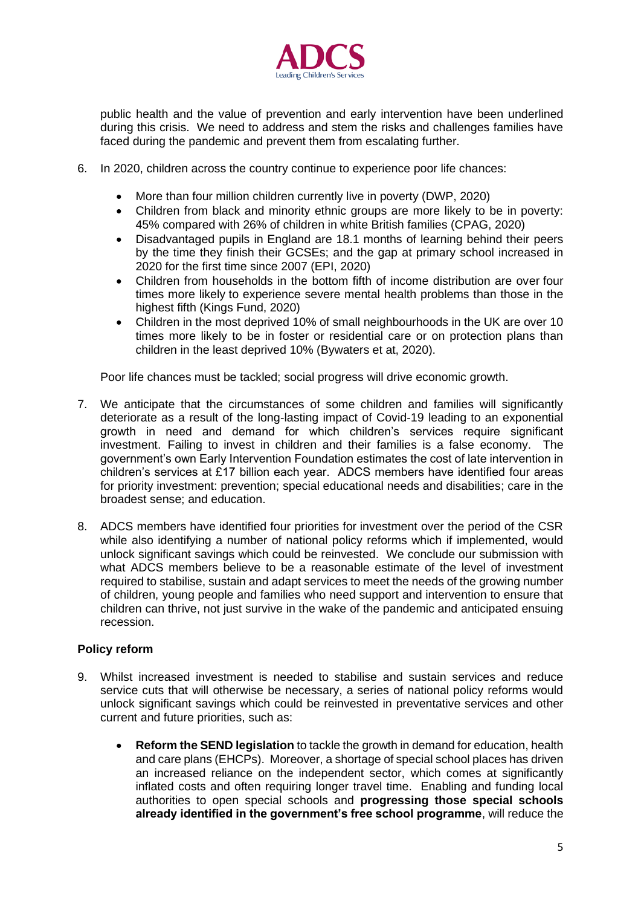public health and the value of prevention and early intervention have been underlined during this crisis. We need to address and stem the risks and challenges families have faced during the pandemic and prevent them from escalating further.

6. In 2020, children across the country continue to experience poor life chances:

   - More than four million children currently live in poverty (DWP, 2020)
   - Children from black and minority ethnic groups are more likely to be in poverty: 45% compared with 26% of children in white British families (CPAG, 2020)
   - Disadvantaged pupils in England are 18.1 months of learning behind their peers by the time they finish their GCSEs; and the gap at primary school increased in 2020 for the first time since 2007 (EPI, 2020)
   - Children from households in the bottom fifth of income distribution are over four times more likely to experience severe mental health problems than those in the highest fifth (Kings Fund, 2020)
   - Children in the most deprived 10% of small neighbourhoods in the UK are over 10 times more likely to be in foster or residential care or on protection plans than children in the least deprived 10% (Bywaters et at, 2020).

   Poor life chances must be tackled; social progress will drive economic growth.

7. We anticipate that the circumstances of some children and families will significantly deteriorate as a result of the long-lasting impact of Covid-19 leading to an exponential growth in need and demand for which children's services require significant investment. Failing to invest in children and their families is a false economy. The government's own Early Intervention Foundation estimates the cost of late intervention in children's services at £17 billion each year. ADCS members have identified four areas for priority investment: prevention; special educational needs and disabilities; care in the broadest sense; and education.

8. ADCS members have identified four priorities for investment over the period of the CSR while also identifying a number of national policy reforms which if implemented, would unlock significant savings which could be reinvested. We conclude our submission with what ADCS members believe to be a reasonable estimate of the level of investment required to stabilise, sustain and adapt services to meet the needs of the growing number of children, young people and families who need support and intervention to ensure that children can thrive, not just survive in the wake of the pandemic and anticipated ensuing recession.

**Policy reform**

9. Whilst increased investment is needed to stabilise and sustain services and reduce service cuts that will otherwise be necessary, a series of national policy reforms would unlock significant savings which could be reinvested in preventative services and other current and future priorities, such as:

   - **Reform the SEND legislation** to tackle the growth in demand for education, health and care plans (EHCPs). Moreover, a shortage of special school places has driven an increased reliance on the independent sector, which comes at significantly inflated costs and often requiring longer travel time. Enabling and funding local authorities to open special schools and **progressing those special schools already identified in the government's free school programme**, will reduce the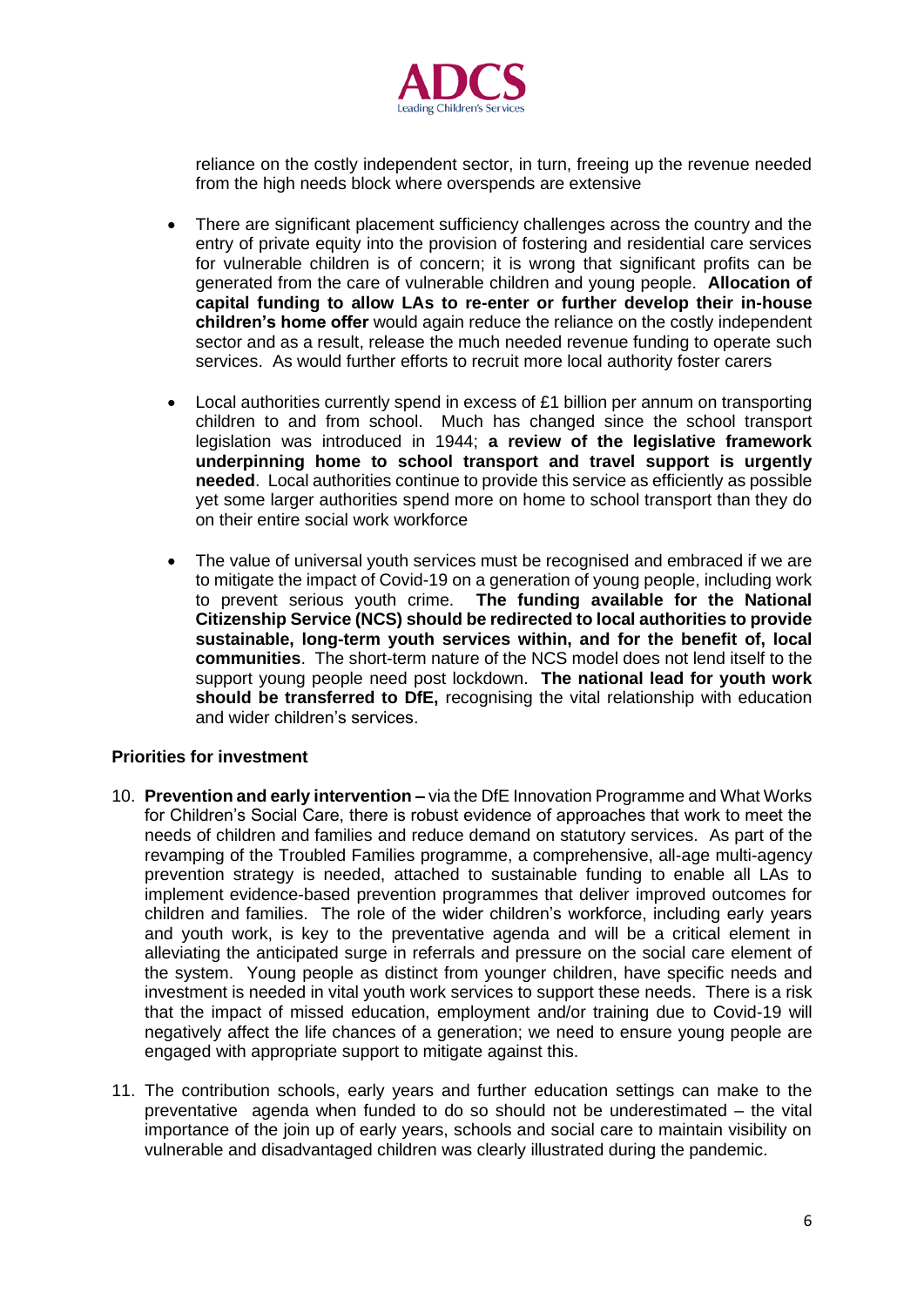reliance on the costly independent sector, in turn, freeing up the revenue needed from the high needs block where overspends are extensive

- There are significant placement sufficiency challenges across the country and the entry of private equity into the provision of fostering and residential care services for vulnerable children is of concern; it is wrong that significant profits can be generated from the care of vulnerable children and young people. **Allocation of capital funding to allow LAs to re-enter or further develop their in-house children's home offer** would again reduce the reliance on the costly independent sector and as a result, release the much needed revenue funding to operate such services. As would further efforts to recruit more local authority foster carers

- Local authorities currently spend in excess of £1 billion per annum on transporting children to and from school. Much has changed since the school transport legislation was introduced in 1944; **a review of the legislative framework underpinning home to school transport and travel support is urgently needed**. Local authorities continue to provide this service as efficiently as possible yet some larger authorities spend more on home to school transport than they do on their entire social work workforce

- The value of universal youth services must be recognised and embraced if we are to mitigate the impact of Covid-19 on a generation of young people, including work to prevent serious youth crime. **The funding available for the National Citizenship Service (NCS) should be redirected to local authorities to provide sustainable, long-term youth services within, and for the benefit of, local communities**. The short-term nature of the NCS model does not lend itself to the support young people need post lockdown. **The national lead for youth work should be transferred to DfE,** recognising the vital relationship with education and wider children's services.

**Priorities for investment**

10. **Prevention and early intervention –** via the DfE Innovation Programme and What Works for Children's Social Care, there is robust evidence of approaches that work to meet the needs of children and families and reduce demand on statutory services. As part of the revamping of the Troubled Families programme, a comprehensive, all-age multi-agency prevention strategy is needed, attached to sustainable funding to enable all LAs to implement evidence-based prevention programmes that deliver improved outcomes for children and families. The role of the wider children's workforce, including early years and youth work, is key to the preventative agenda and will be a critical element in alleviating the anticipated surge in referrals and pressure on the social care element of the system. Young people as distinct from younger children, have specific needs and investment is needed in vital youth work services to support these needs. There is a risk that the impact of missed education, employment and/or training due to Covid-19 will negatively affect the life chances of a generation; we need to ensure young people are engaged with appropriate support to mitigate against this.

11. The contribution schools, early years and further education settings can make to the preventative agenda when funded to do so should not be underestimated – the vital importance of the join up of early years, schools and social care to maintain visibility on vulnerable and disadvantaged children was clearly illustrated during the pandemic.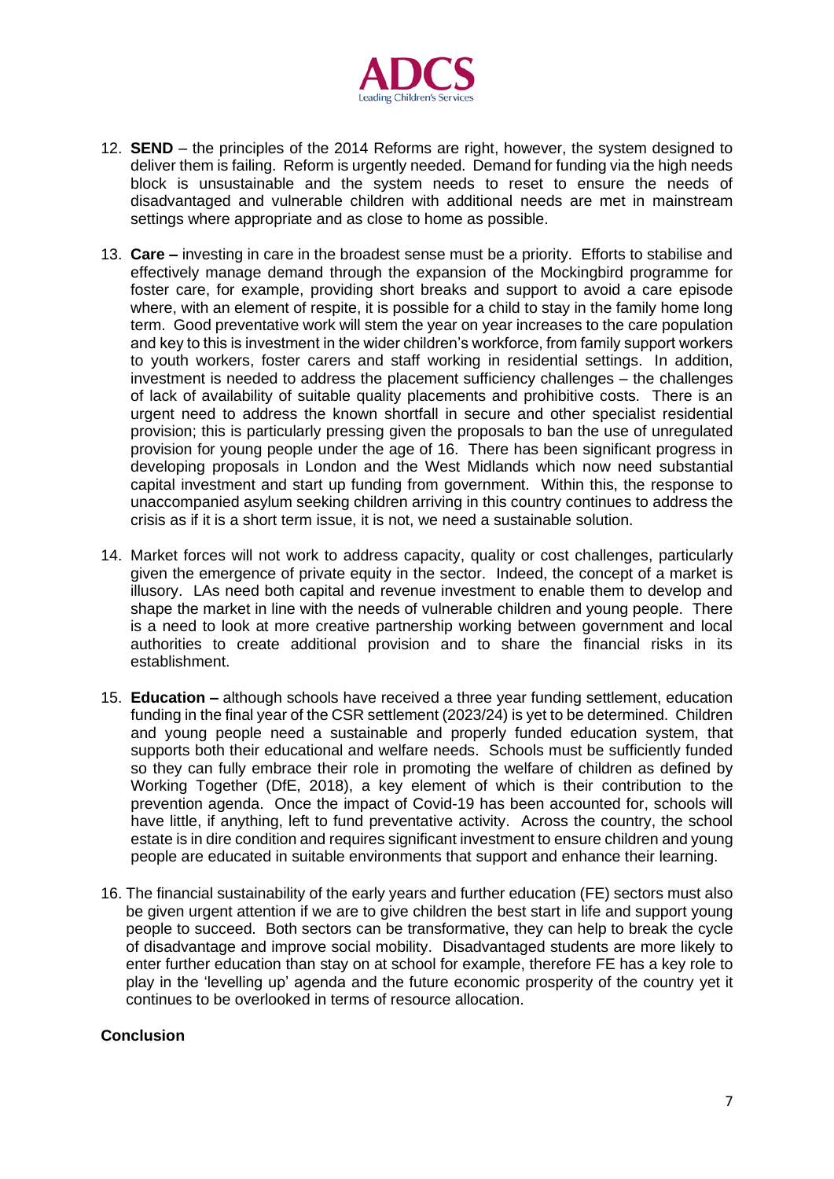12. **SEND** – the principles of the 2014 Reforms are right, however, the system designed to deliver them is failing. Reform is urgently needed. Demand for funding via the high needs block is unsustainable and the system needs to reset to ensure the needs of disadvantaged and vulnerable children with additional needs are met in mainstream settings where appropriate and as close to home as possible.

13. **Care –** investing in care in the broadest sense must be a priority. Efforts to stabilise and effectively manage demand through the expansion of the Mockingbird programme for foster care, for example, providing short breaks and support to avoid a care episode where, with an element of respite, it is possible for a child to stay in the family home long term. Good preventative work will stem the year on year increases to the care population and key to this is investment in the wider children's workforce, from family support workers to youth workers, foster carers and staff working in residential settings. In addition, investment is needed to address the placement sufficiency challenges – the challenges of lack of availability of suitable quality placements and prohibitive costs. There is an urgent need to address the known shortfall in secure and other specialist residential provision; this is particularly pressing given the proposals to ban the use of unregulated provision for young people under the age of 16. There has been significant progress in developing proposals in London and the West Midlands which now need substantial capital investment and start up funding from government. Within this, the response to unaccompanied asylum seeking children arriving in this country continues to address the crisis as if it is a short term issue, it is not, we need a sustainable solution.

14. Market forces will not work to address capacity, quality or cost challenges, particularly given the emergence of private equity in the sector. Indeed, the concept of a market is illusory. LAs need both capital and revenue investment to enable them to develop and shape the market in line with the needs of vulnerable children and young people. There is a need to look at more creative partnership working between government and local authorities to create additional provision and to share the financial risks in its establishment.

15. **Education –** although schools have received a three year funding settlement, education funding in the final year of the CSR settlement (2023/24) is yet to be determined. Children and young people need a sustainable and properly funded education system, that supports both their educational and welfare needs. Schools must be sufficiently funded so they can fully embrace their role in promoting the welfare of children as defined by Working Together (DfE, 2018), a key element of which is their contribution to the prevention agenda. Once the impact of Covid-19 has been accounted for, schools will have little, if anything, left to fund preventative activity. Across the country, the school estate is in dire condition and requires significant investment to ensure children and young people are educated in suitable environments that support and enhance their learning.

16. The financial sustainability of the early years and further education (FE) sectors must also be given urgent attention if we are to give children the best start in life and support young people to succeed. Both sectors can be transformative, they can help to break the cycle of disadvantage and improve social mobility. Disadvantaged students are more likely to enter further education than stay on at school for example, therefore FE has a key role to play in the 'levelling up' agenda and the future economic prosperity of the country yet it continues to be overlooked in terms of resource allocation.

**Conclusion**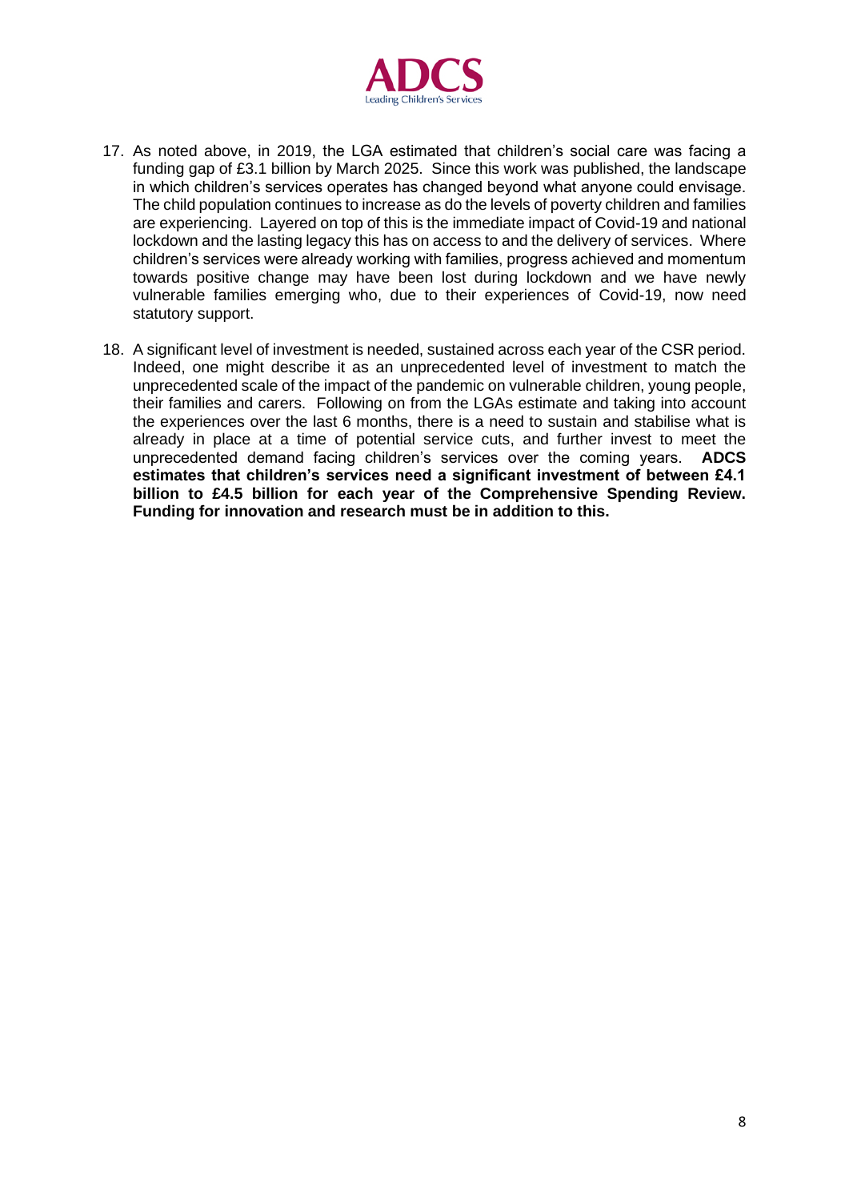17. As noted above, in 2019, the LGA estimated that children's social care was facing a funding gap of £3.1 billion by March 2025. Since this work was published, the landscape in which children's services operates has changed beyond what anyone could envisage. The child population continues to increase as do the levels of poverty children and families are experiencing. Layered on top of this is the immediate impact of Covid-19 and national lockdown and the lasting legacy this has on access to and the delivery of services. Where children's services were already working with families, progress achieved and momentum towards positive change may have been lost during lockdown and we have newly vulnerable families emerging who, due to their experiences of Covid-19, now need statutory support.

18. A significant level of investment is needed, sustained across each year of the CSR period. Indeed, one might describe it as an unprecedented level of investment to match the unprecedented scale of the impact of the pandemic on vulnerable children, young people, their families and carers. Following on from the LGAs estimate and taking into account the experiences over the last 6 months, there is a need to sustain and stabilise what is already in place at a time of potential service cuts, and further invest to meet the unprecedented demand facing children's services over the coming years. **ADCS estimates that children's services need a significant investment of between £4.1 billion to £4.5 billion for each year of the Comprehensive Spending Review. Funding for innovation and research must be in addition to this.**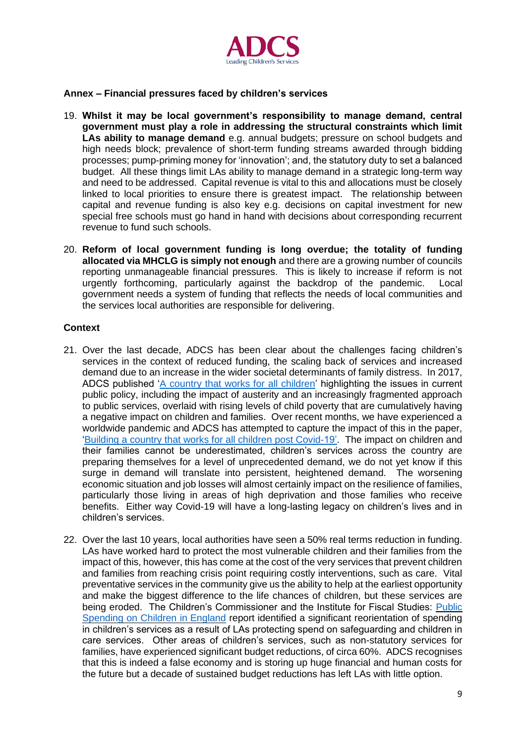**Annex – Financial pressures faced by children's services**

19. **Whilst it may be local government's responsibility to manage demand, central government must play a role in addressing the structural constraints which limit LAs ability to manage demand** e.g. annual budgets; pressure on school budgets and high needs block; prevalence of short-term funding streams awarded through bidding processes; pump-priming money for 'innovation'; and, the statutory duty to set a balanced budget. All these things limit LAs ability to manage demand in a strategic long-term way and need to be addressed. Capital revenue is vital to this and allocations must be closely linked to local priorities to ensure there is greatest impact. The relationship between capital and revenue funding is also key e.g. decisions on capital investment for new special free schools must go hand in hand with decisions about corresponding recurrent revenue to fund such schools.

20. **Reform of local government funding is long overdue; the totality of funding allocated via MHCLG is simply not enough** and there are a growing number of councils reporting unmanageable financial pressures. This is likely to increase if reform is not urgently forthcoming, particularly against the backdrop of the pandemic. Local government needs a system of funding that reflects the needs of local communities and the services local authorities are responsible for delivering.

**Context**

21. Over the last decade, ADCS has been clear about the challenges facing children's services in the context of reduced funding, the scaling back of services and increased demand due to an increase in the wider societal determinants of family distress. In 2017, ADCS published '[A country that works for all children](#)' highlighting the issues in current public policy, including the impact of austerity and an increasingly fragmented approach to public services, overlaid with rising levels of child poverty that are cumulatively having a negative impact on children and families. Over recent months, we have experienced a worldwide pandemic and ADCS has attempted to capture the impact of this in the paper, '[Building a country that works for all children post Covid-19'](#). The impact on children and their families cannot be underestimated, children's services across the country are preparing themselves for a level of unprecedented demand, we do not yet know if this surge in demand will translate into persistent, heightened demand. The worsening economic situation and job losses will almost certainly impact on the resilience of families, particularly those living in areas of high deprivation and those families who receive benefits. Either way Covid-19 will have a long-lasting legacy on children's lives and in children's services.

22. Over the last 10 years, local authorities have seen a 50% real terms reduction in funding. LAs have worked hard to protect the most vulnerable children and their families from the impact of this, however, this has come at the cost of the very services that prevent children and families from reaching crisis point requiring costly interventions, such as care. Vital preventative services in the community give us the ability to help at the earliest opportunity and make the biggest difference to the life chances of children, but these services are being eroded. The Children's Commissioner and the Institute for Fiscal Studies: [Public Spending on Children in England](#) report identified a significant reorientation of spending in children's services as a result of LAs protecting spend on safeguarding and children in care services. Other areas of children's services, such as non-statutory services for families, have experienced significant budget reductions, of circa 60%. ADCS recognises that this is indeed a false economy and is storing up huge financial and human costs for the future but a decade of sustained budget reductions has left LAs with little option.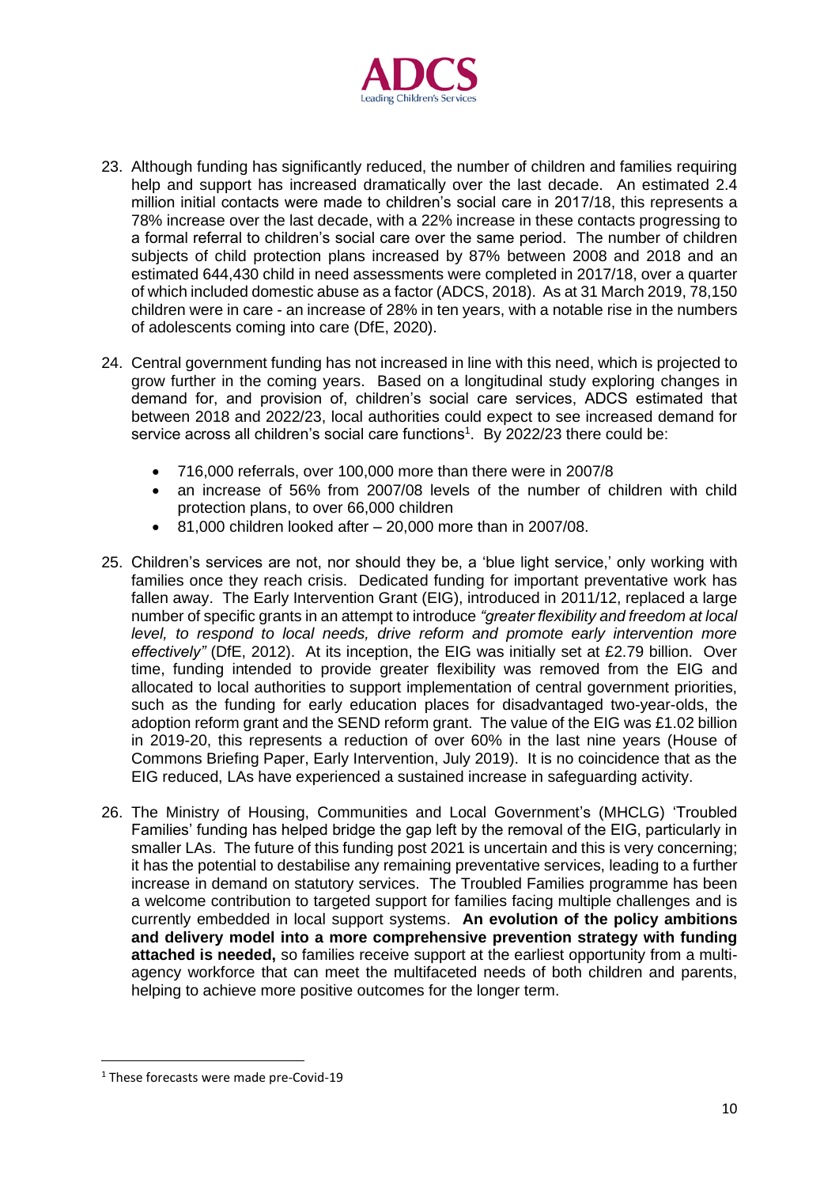23. Although funding has significantly reduced, the number of children and families requiring help and support has increased dramatically over the last decade. An estimated 2.4 million initial contacts were made to children's social care in 2017/18, this represents a 78% increase over the last decade, with a 22% increase in these contacts progressing to a formal referral to children's social care over the same period. The number of children subjects of child protection plans increased by 87% between 2008 and 2018 and an estimated 644,430 child in need assessments were completed in 2017/18, over a quarter of which included domestic abuse as a factor (ADCS, 2018). As at 31 March 2019, 78,150 children were in care - an increase of 28% in ten years, with a notable rise in the numbers of adolescents coming into care (DfE, 2020).

24. Central government funding has not increased in line with this need, which is projected to grow further in the coming years. Based on a longitudinal study exploring changes in demand for, and provision of, children's social care services, ADCS estimated that between 2018 and 2022/23, local authorities could expect to see increased demand for service across all children's social care functions[1]. By 2022/23 there could be:

    - 716,000 referrals, over 100,000 more than there were in 2007/8
    - an increase of 56% from 2007/08 levels of the number of children with child protection plans, to over 66,000 children
    - 81,000 children looked after – 20,000 more than in 2007/08.

25. Children's services are not, nor should they be, a 'blue light service,' only working with families once they reach crisis. Dedicated funding for important preventative work has fallen away. The Early Intervention Grant (EIG), introduced in 2011/12, replaced a large number of specific grants in an attempt to introduce *"greater flexibility and freedom at local level, to respond to local needs, drive reform and promote early intervention more effectively"* (DfE, 2012). At its inception, the EIG was initially set at £2.79 billion. Over time, funding intended to provide greater flexibility was removed from the EIG and allocated to local authorities to support implementation of central government priorities, such as the funding for early education places for disadvantaged two-year-olds, the adoption reform grant and the SEND reform grant. The value of the EIG was £1.02 billion in 2019-20, this represents a reduction of over 60% in the last nine years (House of Commons Briefing Paper, Early Intervention, July 2019). It is no coincidence that as the EIG reduced, LAs have experienced a sustained increase in safeguarding activity.

26. The Ministry of Housing, Communities and Local Government's (MHCLG) 'Troubled Families' funding has helped bridge the gap left by the removal of the EIG, particularly in smaller LAs. The future of this funding post 2021 is uncertain and this is very concerning; it has the potential to destabilise any remaining preventative services, leading to a further increase in demand on statutory services. The Troubled Families programme has been a welcome contribution to targeted support for families facing multiple challenges and is currently embedded in local support systems. **An evolution of the policy ambitions and delivery model into a more comprehensive prevention strategy with funding attached is needed,** so families receive support at the earliest opportunity from a multi-agency workforce that can meet the multifaceted needs of both children and parents, helping to achieve more positive outcomes for the longer term.

---

[1] These forecasts were made pre-Covid-19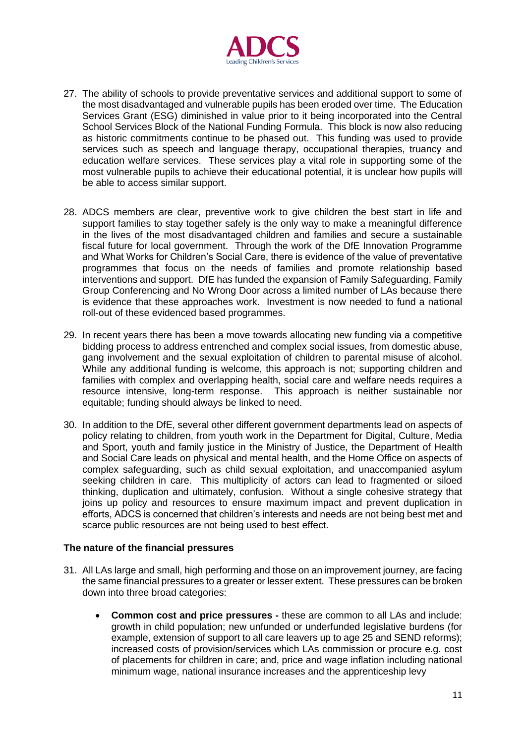27. The ability of schools to provide preventative services and additional support to some of the most disadvantaged and vulnerable pupils has been eroded over time. The Education Services Grant (ESG) diminished in value prior to it being incorporated into the Central School Services Block of the National Funding Formula. This block is now also reducing as historic commitments continue to be phased out. This funding was used to provide services such as speech and language therapy, occupational therapies, truancy and education welfare services. These services play a vital role in supporting some of the most vulnerable pupils to achieve their educational potential, it is unclear how pupils will be able to access similar support.

28. ADCS members are clear, preventive work to give children the best start in life and support families to stay together safely is the only way to make a meaningful difference in the lives of the most disadvantaged children and families and secure a sustainable fiscal future for local government. Through the work of the DfE Innovation Programme and What Works for Children's Social Care, there is evidence of the value of preventative programmes that focus on the needs of families and promote relationship based interventions and support. DfE has funded the expansion of Family Safeguarding, Family Group Conferencing and No Wrong Door across a limited number of LAs because there is evidence that these approaches work. Investment is now needed to fund a national roll-out of these evidenced based programmes.

29. In recent years there has been a move towards allocating new funding via a competitive bidding process to address entrenched and complex social issues, from domestic abuse, gang involvement and the sexual exploitation of children to parental misuse of alcohol. While any additional funding is welcome, this approach is not; supporting children and families with complex and overlapping health, social care and welfare needs requires a resource intensive, long-term response. This approach is neither sustainable nor equitable; funding should always be linked to need.

30. In addition to the DfE, several other different government departments lead on aspects of policy relating to children, from youth work in the Department for Digital, Culture, Media and Sport, youth and family justice in the Ministry of Justice, the Department of Health and Social Care leads on physical and mental health, and the Home Office on aspects of complex safeguarding, such as child sexual exploitation, and unaccompanied asylum seeking children in care. This multiplicity of actors can lead to fragmented or siloed thinking, duplication and ultimately, confusion. Without a single cohesive strategy that joins up policy and resources to ensure maximum impact and prevent duplication in efforts, ADCS is concerned that children's interests and needs are not being best met and scarce public resources are not being used to best effect.

**The nature of the financial pressures**

31. All LAs large and small, high performing and those on an improvement journey, are facing the same financial pressures to a greater or lesser extent. These pressures can be broken down into three broad categories:

    - **Common cost and price pressures -** these are common to all LAs and include: growth in child population; new unfunded or underfunded legislative burdens (for example, extension of support to all care leavers up to age 25 and SEND reforms); increased costs of provision/services which LAs commission or procure e.g. cost of placements for children in care; and, price and wage inflation including national minimum wage, national insurance increases and the apprenticeship levy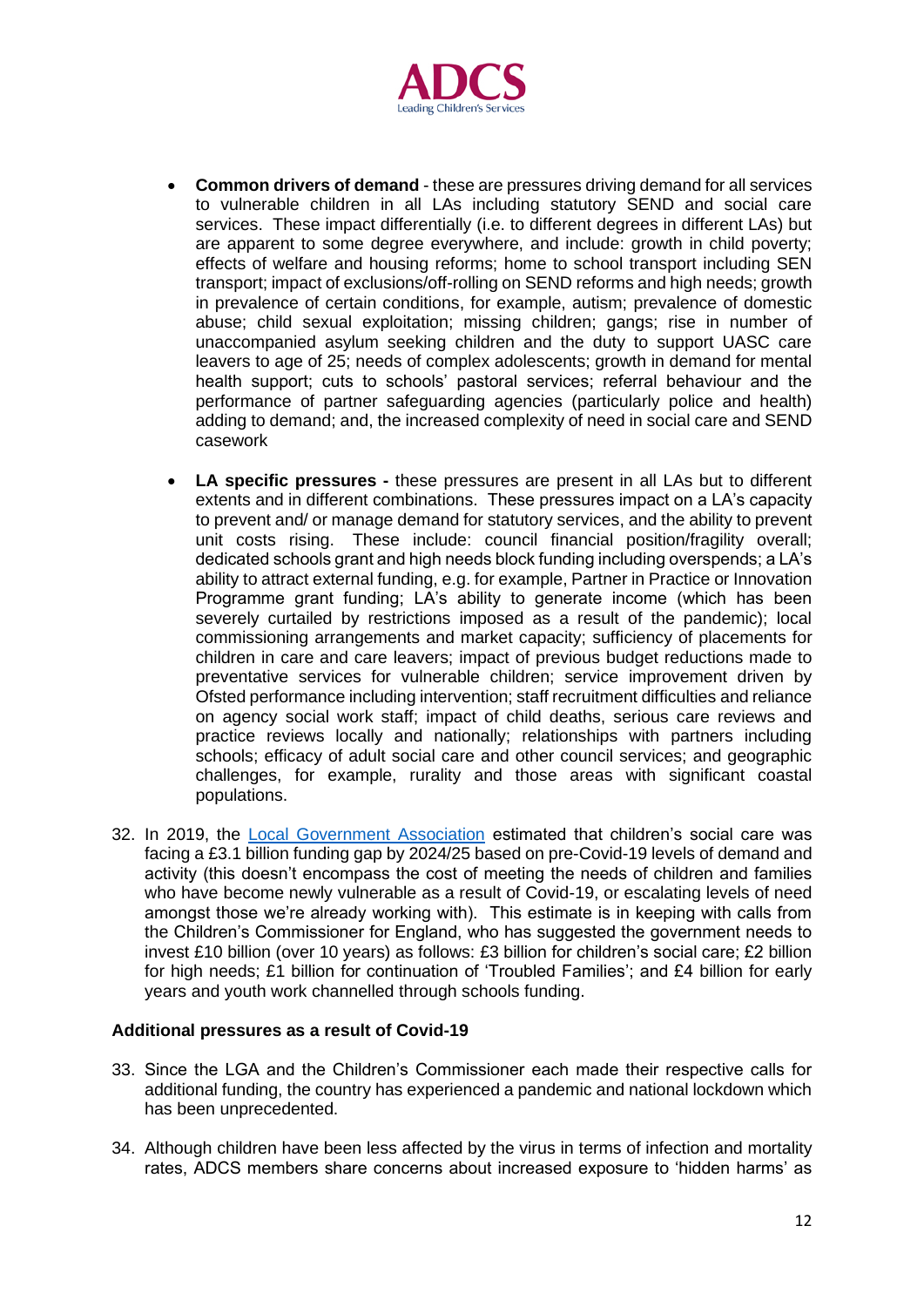- **Common drivers of demand** - these are pressures driving demand for all services to vulnerable children in all LAs including statutory SEND and social care services. These impact differentially (i.e. to different degrees in different LAs) but are apparent to some degree everywhere, and include: growth in child poverty; effects of welfare and housing reforms; home to school transport including SEN transport; impact of exclusions/off-rolling on SEND reforms and high needs; growth in prevalence of certain conditions, for example, autism; prevalence of domestic abuse; child sexual exploitation; missing children; gangs; rise in number of unaccompanied asylum seeking children and the duty to support UASC care leavers to age of 25; needs of complex adolescents; growth in demand for mental health support; cuts to schools' pastoral services; referral behaviour and the performance of partner safeguarding agencies (particularly police and health) adding to demand; and, the increased complexity of need in social care and SEND casework

- **LA specific pressures -** these pressures are present in all LAs but to different extents and in different combinations. These pressures impact on a LA's capacity to prevent and/ or manage demand for statutory services, and the ability to prevent unit costs rising. These include: council financial position/fragility overall; dedicated schools grant and high needs block funding including overspends; a LA's ability to attract external funding, e.g. for example, Partner in Practice or Innovation Programme grant funding; LA's ability to generate income (which has been severely curtailed by restrictions imposed as a result of the pandemic); local commissioning arrangements and market capacity; sufficiency of placements for children in care and care leavers; impact of previous budget reductions made to preventative services for vulnerable children; service improvement driven by Ofsted performance including intervention; staff recruitment difficulties and reliance on agency social work staff; impact of child deaths, serious care reviews and practice reviews locally and nationally; relationships with partners including schools; efficacy of adult social care and other council services; and geographic challenges, for example, rurality and those areas with significant coastal populations.

32. In 2019, the Local Government Association estimated that children's social care was facing a £3.1 billion funding gap by 2024/25 based on pre-Covid-19 levels of demand and activity (this doesn't encompass the cost of meeting the needs of children and families who have become newly vulnerable as a result of Covid-19, or escalating levels of need amongst those we're already working with). This estimate is in keeping with calls from the Children's Commissioner for England, who has suggested the government needs to invest £10 billion (over 10 years) as follows: £3 billion for children's social care; £2 billion for high needs; £1 billion for continuation of 'Troubled Families'; and £4 billion for early years and youth work channelled through schools funding.

### Additional pressures as a result of Covid-19

33. Since the LGA and the Children's Commissioner each made their respective calls for additional funding, the country has experienced a pandemic and national lockdown which has been unprecedented.

34. Although children have been less affected by the virus in terms of infection and mortality rates, ADCS members share concerns about increased exposure to 'hidden harms' as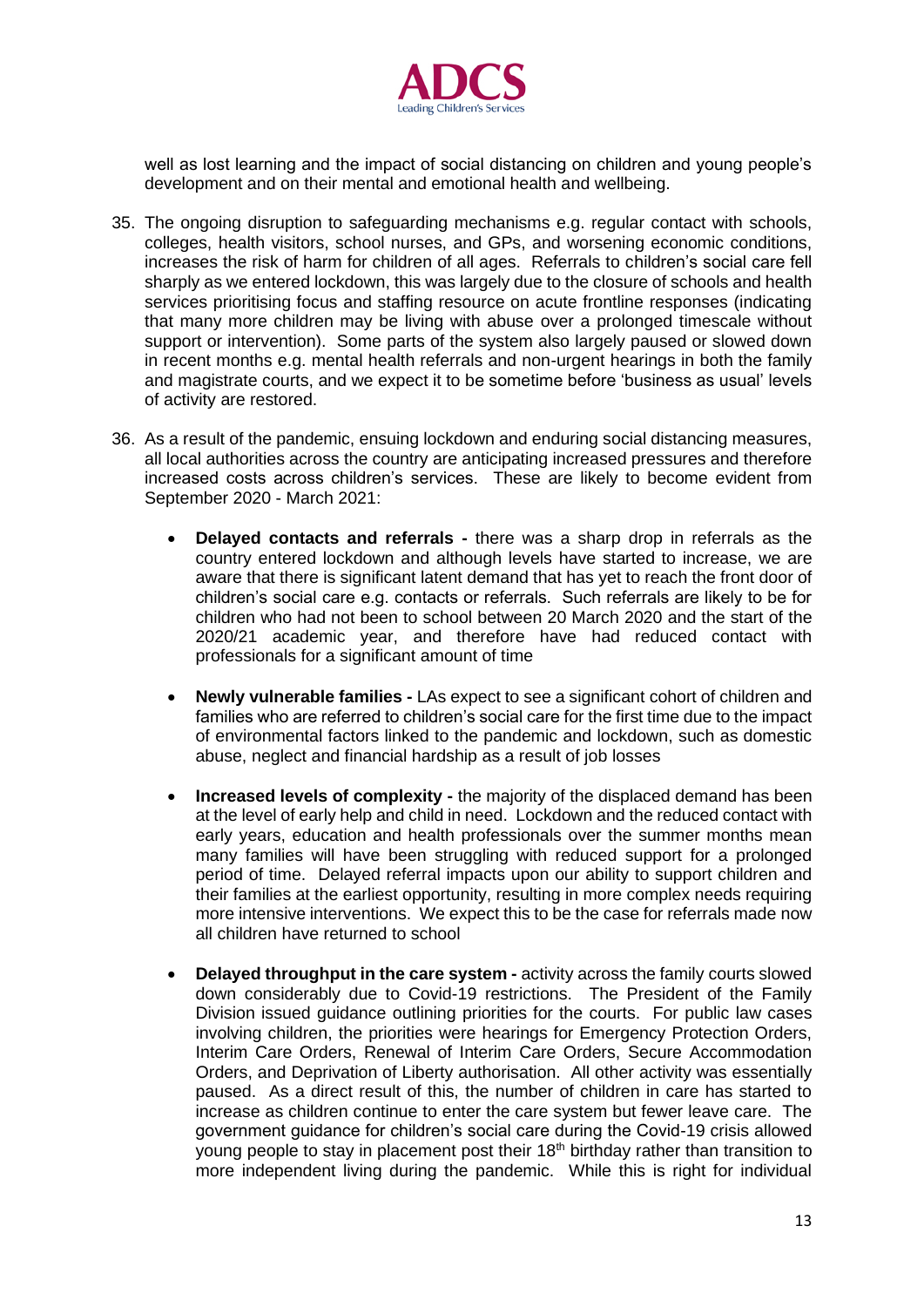well as lost learning and the impact of social distancing on children and young people's development and on their mental and emotional health and wellbeing.

35. The ongoing disruption to safeguarding mechanisms e.g. regular contact with schools, colleges, health visitors, school nurses, and GPs, and worsening economic conditions, increases the risk of harm for children of all ages. Referrals to children's social care fell sharply as we entered lockdown, this was largely due to the closure of schools and health services prioritising focus and staffing resource on acute frontline responses (indicating that many more children may be living with abuse over a prolonged timescale without support or intervention). Some parts of the system also largely paused or slowed down in recent months e.g. mental health referrals and non-urgent hearings in both the family and magistrate courts, and we expect it to be sometime before 'business as usual' levels of activity are restored.

36. As a result of the pandemic, ensuing lockdown and enduring social distancing measures, all local authorities across the country are anticipating increased pressures and therefore increased costs across children's services. These are likely to become evident from September 2020 - March 2021:

    - **Delayed contacts and referrals -** there was a sharp drop in referrals as the country entered lockdown and although levels have started to increase, we are aware that there is significant latent demand that has yet to reach the front door of children's social care e.g. contacts or referrals. Such referrals are likely to be for children who had not been to school between 20 March 2020 and the start of the 2020/21 academic year, and therefore have had reduced contact with professionals for a significant amount of time

    - **Newly vulnerable families -** LAs expect to see a significant cohort of children and families who are referred to children's social care for the first time due to the impact of environmental factors linked to the pandemic and lockdown, such as domestic abuse, neglect and financial hardship as a result of job losses

    - **Increased levels of complexity -** the majority of the displaced demand has been at the level of early help and child in need. Lockdown and the reduced contact with early years, education and health professionals over the summer months mean many families will have been struggling with reduced support for a prolonged period of time. Delayed referral impacts upon our ability to support children and their families at the earliest opportunity, resulting in more complex needs requiring more intensive interventions. We expect this to be the case for referrals made now all children have returned to school

    - **Delayed throughput in the care system -** activity across the family courts slowed down considerably due to Covid-19 restrictions. The President of the Family Division issued guidance outlining priorities for the courts. For public law cases involving children, the priorities were hearings for Emergency Protection Orders, Interim Care Orders, Renewal of Interim Care Orders, Secure Accommodation Orders, and Deprivation of Liberty authorisation. All other activity was essentially paused. As a direct result of this, the number of children in care has started to increase as children continue to enter the care system but fewer leave care. The government guidance for children's social care during the Covid-19 crisis allowed young people to stay in placement post their 18th birthday rather than transition to more independent living during the pandemic. While this is right for individual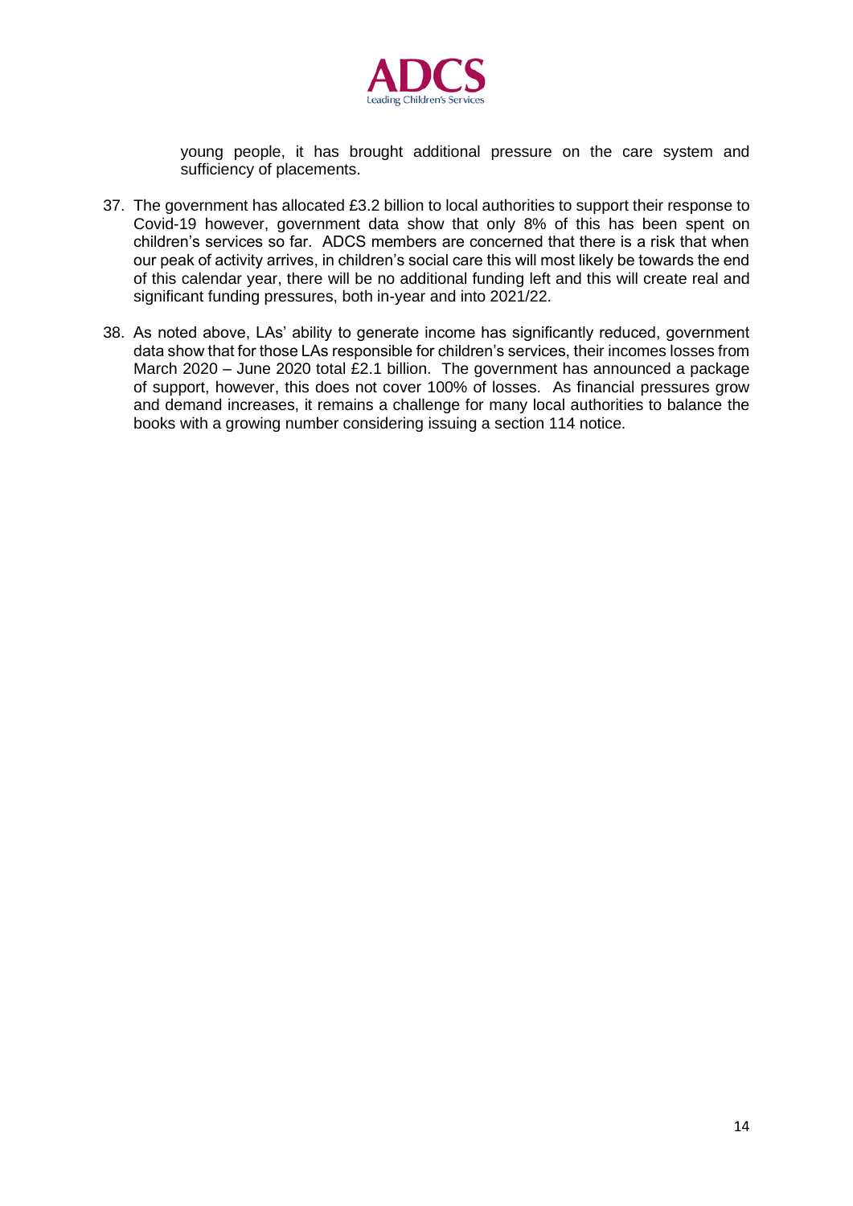young people, it has brought additional pressure on the care system and sufficiency of placements.

37. The government has allocated £3.2 billion to local authorities to support their response to Covid-19 however, government data show that only 8% of this has been spent on children's services so far. ADCS members are concerned that there is a risk that when our peak of activity arrives, in children's social care this will most likely be towards the end of this calendar year, there will be no additional funding left and this will create real and significant funding pressures, both in-year and into 2021/22.

38. As noted above, LAs' ability to generate income has significantly reduced, government data show that for those LAs responsible for children's services, their incomes losses from March 2020 – June 2020 total £2.1 billion. The government has announced a package of support, however, this does not cover 100% of losses. As financial pressures grow and demand increases, it remains a challenge for many local authorities to balance the books with a growing number considering issuing a section 114 notice.